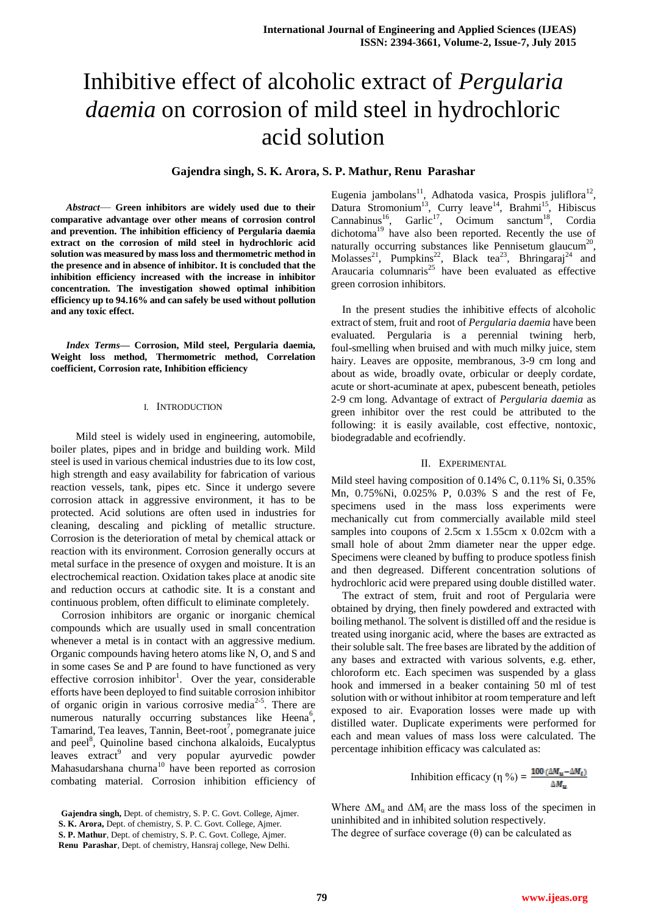# Inhibitive effect of alcoholic extract of *Pergularia daemia* on corrosion of mild steel in hydrochloric acid solution

**Gajendra singh, S. K. Arora, S. P. Mathur, Renu Parashar**

***Abstract*— Green inhibitors are widely used due to their comparative advantage over other means of corrosion control and prevention. The inhibition efficiency of Pergularia daemia extract on the corrosion of mild steel in hydrochloric acid solution was measured by mass loss and thermometric method in the presence and in absence of inhibitor. It is concluded that the inhibition efficiency increased with the increase in inhibitor concentration. The investigation showed optimal inhibition efficiency up to 94.16% and can safely be used without pollution and any toxic effect.**

***Index Terms*— Corrosion, Mild steel, Pergularia daemia, Weight loss method, Thermometric method, Correlation coefficient, Corrosion rate, Inhibition efficiency**

## I. Introduction

Mild steel is widely used in engineering, automobile, boiler plates, pipes and in bridge and building work. Mild steel is used in various chemical industries due to its low cost, high strength and easy availability for fabrication of various reaction vessels, tank, pipes etc. Since it undergo severe corrosion attack in aggressive environment, it has to be protected. Acid solutions are often used in industries for cleaning, descaling and pickling of metallic structure. Corrosion is the deterioration of metal by chemical attack or reaction with its environment. Corrosion generally occurs at metal surface in the presence of oxygen and moisture. It is an electrochemical reaction. Oxidation takes place at anodic site and reduction occurs at cathodic site. It is a constant and continuous problem, often difficult to eliminate completely.

Corrosion inhibitors are organic or inorganic chemical compounds which are usually used in small concentration whenever a metal is in contact with an aggressive medium. Organic compounds having hetero atoms like N, O, and S and in some cases Se and P are found to have functioned as very effective corrosion inhibitor[1]. Over the year, considerable efforts have been deployed to find suitable corrosion inhibitor of organic origin in various corrosive media[2-5]. There are numerous naturally occurring substances like Heena[6], Tamarind, Tea leaves, Tannin, Beet-root[7], pomegranate juice and peel[8], Quinoline based cinchona alkaloids, Eucalyptus leaves extract[9] and very popular ayurvedic powder Mahasudarshana churna[10] have been reported as corrosion combating material. Corrosion inhibition efficiency of Eugenia jambolans[11], Adhatoda vasica, Prospis juliflora[12], Datura Stromonium[13], Curry leave[14], Brahmi[15], Hibiscus Cannabinus[16], Garlic[17], Ocimum sanctum[18], Cordia dichotoma[19] have also been reported. Recently the use of naturally occurring substances like Pennisetum glaucum[20], Molasses[21], Pumpkins[22], Black tea[23], Bhringaraj[24] and Araucaria columnaris[25] have been evaluated as effective green corrosion inhibitors.

In the present studies the inhibitive effects of alcoholic extract of stem, fruit and root of *Pergularia daemia* have been evaluated. Pergularia is a perennial twining herb, foul-smelling when bruised and with much milky juice, stem hairy. Leaves are opposite, membranous, 3-9 cm long and about as wide, broadly ovate, orbicular or deeply cordate, acute or short-acuminate at apex, pubescent beneath, petioles 2-9 cm long. Advantage of extract of *Pergularia daemia* as green inhibitor over the rest could be attributed to the following: it is easily available, cost effective, nontoxic, biodegradable and ecofriendly.

## II. Experimental

Mild steel having composition of 0.14% C, 0.11% Si, 0.35% Mn, 0.75%Ni, 0.025% P, 0.03% S and the rest of Fe, specimens used in the mass loss experiments were mechanically cut from commercially available mild steel samples into coupons of 2.5cm x 1.55cm x 0.02cm with a small hole of about 2mm diameter near the upper edge. Specimens were cleaned by buffing to produce spotless finish and then degreased. Different concentration solutions of hydrochloric acid were prepared using double distilled water.

The extract of stem, fruit and root of Pergularia were obtained by drying, then finely powdered and extracted with boiling methanol. The solvent is distilled off and the residue is treated using inorganic acid, where the bases are extracted as their soluble salt. The free bases are librated by the addition of any bases and extracted with various solvents, e.g. ether, chloroform etc. Each specimen was suspended by a glass hook and immersed in a beaker containing 50 ml of test solution with or without inhibitor at room temperature and left exposed to air. Evaporation losses were made up with distilled water. Duplicate experiments were performed for each and mean values of mass loss were calculated. The percentage inhibition efficacy was calculated as:

$$\text{Inhibition efficacy } (\eta\ \%) = \frac{100\,(\Delta M_u - \Delta M_i)}{\Delta M_u}$$

Where $\Delta M_u$ and $\Delta M_i$ are the mass loss of the specimen in uninhibited and in inhibited solution respectively.

The degree of surface coverage ($\theta$) can be calculated as

Gajendra singh, Dept. of chemistry, S. P. C. Govt. College, Ajmer.
S. K. Arora, Dept. of chemistry, S. P. C. Govt. College, Ajmer.
S. P. Mathur, Dept. of chemistry, S. P. C. Govt. College, Ajmer.
Renu Parashar, Dept. of chemistry, Hansraj college, New Delhi.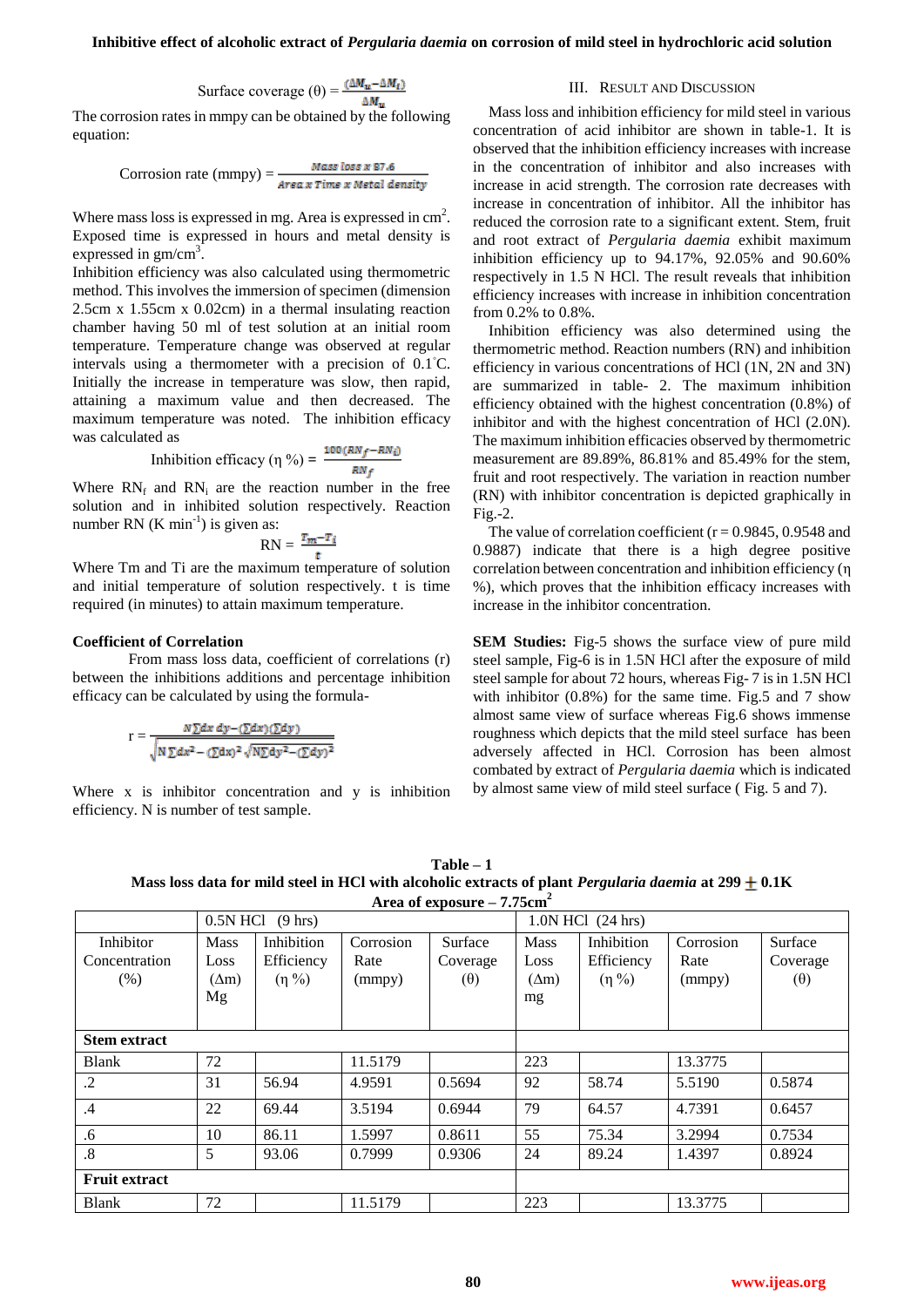$$\text{Surface coverage } (\theta) = \frac{(\Delta M_u - \Delta M_i)}{\Delta M_u}$$

The corrosion rates in mmpy can be obtained by the following equation:

$$\text{Corrosion rate (mmpy)} = \frac{\text{Mass loss} \times 87.6}{\text{Area} \times \text{Time} \times \text{Metal density}}$$

Where mass loss is expressed in mg. Area is expressed in $cm^2$. Exposed time is expressed in hours and metal density is expressed in $gm/cm^3$.

Inhibition efficiency was also calculated using thermometric method. This involves the immersion of specimen (dimension 2.5cm x 1.55cm x 0.02cm) in a thermal insulating reaction chamber having 50 ml of test solution at an initial room temperature. Temperature change was observed at regular intervals using a thermometer with a precision of 0.1°C. Initially the increase in temperature was slow, then rapid, attaining a maximum value and then decreased. The maximum temperature was noted. The inhibition efficacy was calculated as

$$\text{Inhibition efficacy } (\eta\ \%) = \frac{100(RN_f - RN_i)}{RN_f}$$

Where $RN_f$ and $RN_i$ are the reaction number in the free solution and in inhibited solution respectively. Reaction number RN (K $min^{-1}$) is given as:

$$RN = \frac{T_m - T_i}{t}$$

Where Tm and Ti are the maximum temperature of solution and initial temperature of solution respectively. t is time required (in minutes) to attain maximum temperature.

**Coefficient of Correlation**

From mass loss data, coefficient of correlations (r) between the inhibitions additions and percentage inhibition efficacy can be calculated by using the formula-

$$r = \frac{N\sum dx\, dy - (\sum dx)(\sum dy)}{\sqrt{N\sum dx^2 - (\sum dx)^2}\sqrt{N\sum dy^2 - (\sum dy)^2}}$$

Where x is inhibitor concentration and y is inhibition efficiency. N is number of test sample.

## III. Result and Discussion

Mass loss and inhibition efficiency for mild steel in various concentration of acid inhibitor are shown in table-1. It is observed that the inhibition efficiency increases with increase in the concentration of inhibitor and also increases with increase in acid strength. The corrosion rate decreases with increase in concentration of inhibitor. All the inhibitor has reduced the corrosion rate to a significant extent. Stem, fruit and root extract of *Pergularia daemia* exhibit maximum inhibition efficiency up to 94.17%, 92.05% and 90.60% respectively in 1.5 N HCl. The result reveals that inhibition efficiency increases with increase in inhibition concentration from 0.2% to 0.8%.

Inhibition efficiency was also determined using the thermometric method. Reaction numbers (RN) and inhibition efficiency in various concentrations of HCl (1N, 2N and 3N) are summarized in table- 2. The maximum inhibition efficiency obtained with the highest concentration (0.8%) of inhibitor and with the highest concentration of HCl (2.0N). The maximum inhibition efficacies observed by thermometric measurement are 89.89%, 86.81% and 85.49% for the stem, fruit and root respectively. The variation in reaction number (RN) with inhibitor concentration is depicted graphically in Fig.-2.

The value of correlation coefficient (r = 0.9845, 0.9548 and 0.9887) indicate that there is a high degree positive correlation between concentration and inhibition efficiency (η %), which proves that the inhibition efficacy increases with increase in the inhibitor concentration.

**SEM Studies:** Fig-5 shows the surface view of pure mild steel sample, Fig-6 is in 1.5N HCl after the exposure of mild steel sample for about 72 hours, whereas Fig- 7 is in 1.5N HCl with inhibitor (0.8%) for the same time. Fig.5 and 7 show almost same view of surface whereas Fig.6 shows immense roughness which depicts that the mild steel surface has been adversely affected in HCl. Corrosion has been almost combated by extract of *Pergularia daemia* which is indicated by almost same view of mild steel surface ( Fig. 5 and 7).

**Table – 1**
**Mass loss data for mild steel in HCl with alcoholic extracts of plant *Pergularia daemia* at 299 ± 0.1K**
**Area of exposure – 7.75cm²**

| | 0.5N HCl (9 hrs) | | | | 1.0N HCl (24 hrs) | | | |
|---|---|---|---|---|---|---|---|---|
| Inhibitor Concentration (%) | Mass Loss (Δm) Mg | Inhibition Efficiency (η %) | Corrosion Rate (mmpy) | Surface Coverage (θ) | Mass Loss (Δm) mg | Inhibition Efficiency (η %) | Corrosion Rate (mmpy) | Surface Coverage (θ) |
| **Stem extract** | | | | | | | | |
| Blank | 72 | | 11.5179 | | 223 | | 13.3775 | |
| .2 | 31 | 56.94 | 4.9591 | 0.5694 | 92 | 58.74 | 5.5190 | 0.5874 |
| .4 | 22 | 69.44 | 3.5194 | 0.6944 | 79 | 64.57 | 4.7391 | 0.6457 |
| .6 | 10 | 86.11 | 1.5997 | 0.8611 | 55 | 75.34 | 3.2994 | 0.7534 |
| .8 | 5 | 93.06 | 0.7999 | 0.9306 | 24 | 89.24 | 1.4397 | 0.8924 |
| **Fruit extract** | | | | | | | | |
| Blank | 72 | | 11.5179 | | 223 | | 13.3775 | |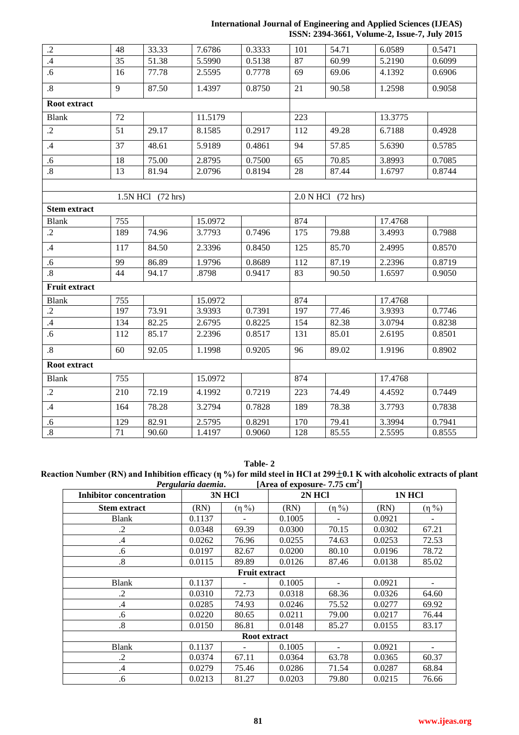| | | | | | | | | |
|---|---|---|---|---|---|---|---|---|
| .2 | 48 | 33.33 | 7.6786 | 0.3333 | 101 | 54.71 | 6.0589 | 0.5471 |
| .4 | 35 | 51.38 | 5.5990 | 0.5138 | 87 | 60.99 | 5.2190 | 0.6099 |
| .6 | 16 | 77.78 | 2.5595 | 0.7778 | 69 | 69.06 | 4.1392 | 0.6906 |
| .8 | 9 | 87.50 | 1.4397 | 0.8750 | 21 | 90.58 | 1.2598 | 0.9058 |
| **Root extract** | | | | | | | | |
| Blank | 72 | | 11.5179 | | 223 | | 13.3775 | |
| .2 | 51 | 29.17 | 8.1585 | 0.2917 | 112 | 49.28 | 6.7188 | 0.4928 |
| .4 | 37 | 48.61 | 5.9189 | 0.4861 | 94 | 57.85 | 5.6390 | 0.5785 |
| .6 | 18 | 75.00 | 2.8795 | 0.7500 | 65 | 70.85 | 3.8993 | 0.7085 |
| .8 | 13 | 81.94 | 2.0796 | 0.8194 | 28 | 87.44 | 1.6797 | 0.8744 |
| | | | | | | | | |
| | 1.5N HCl (72 hrs) | | | | 2.0 N HCl (72 hrs) | | | |
| **Stem extract** | | | | | | | | |
| Blank | 755 | | 15.0972 | | 874 | | 17.4768 | |
| .2 | 189 | 74.96 | 3.7793 | 0.7496 | 175 | 79.88 | 3.4993 | 0.7988 |
| .4 | 117 | 84.50 | 2.3396 | 0.8450 | 125 | 85.70 | 2.4995 | 0.8570 |
| .6 | 99 | 86.89 | 1.9796 | 0.8689 | 112 | 87.19 | 2.2396 | 0.8719 |
| .8 | 44 | 94.17 | .8798 | 0.9417 | 83 | 90.50 | 1.6597 | 0.9050 |
| **Fruit extract** | | | | | | | | |
| Blank | 755 | | 15.0972 | | 874 | | 17.4768 | |
| .2 | 197 | 73.91 | 3.9393 | 0.7391 | 197 | 77.46 | 3.9393 | 0.7746 |
| .4 | 134 | 82.25 | 2.6795 | 0.8225 | 154 | 82.38 | 3.0794 | 0.8238 |
| .6 | 112 | 85.17 | 2.2396 | 0.8517 | 131 | 85.01 | 2.6195 | 0.8501 |
| .8 | 60 | 92.05 | 1.1998 | 0.9205 | 96 | 89.02 | 1.9196 | 0.8902 |
| **Root extract** | | | | | | | | |
| Blank | 755 | | 15.0972 | | 874 | | 17.4768 | |
| .2 | 210 | 72.19 | 4.1992 | 0.7219 | 223 | 74.49 | 4.4592 | 0.7449 |
| .4 | 164 | 78.28 | 3.2794 | 0.7828 | 189 | 78.38 | 3.7793 | 0.7838 |
| .6 | 129 | 82.91 | 2.5795 | 0.8291 | 170 | 79.41 | 3.3994 | 0.7941 |
| .8 | 71 | 90.60 | 1.4197 | 0.9060 | 128 | 85.55 | 2.5595 | 0.8555 |

**Table- 2**

**Reaction Number (RN) and Inhibition efficacy (η %) for mild steel in HCl at 299±0.1 K with alcoholic extracts of plant *Pergularia daemia*. [Area of exposure- 7.75 $cm^2$]**

| Inhibitor concentration | 3N HCl | | 2N HCl | | 1N HCl | |
|---|---|---|---|---|---|---|
| **Stem extract** | (RN) | (η %) | (RN) | (η %) | (RN) | (η %) |
| Blank | 0.1137 | - | 0.1005 | - | 0.0921 | - |
| .2 | 0.0348 | 69.39 | 0.0300 | 70.15 | 0.0302 | 67.21 |
| .4 | 0.0262 | 76.96 | 0.0255 | 74.63 | 0.0253 | 72.53 |
| .6 | 0.0197 | 82.67 | 0.0200 | 80.10 | 0.0196 | 78.72 |
| .8 | 0.0115 | 89.89 | 0.0126 | 87.46 | 0.0138 | 85.02 |
| **Fruit extract** | | | | | | |
| Blank | 0.1137 | - | 0.1005 | - | 0.0921 | - |
| .2 | 0.0310 | 72.73 | 0.0318 | 68.36 | 0.0326 | 64.60 |
| .4 | 0.0285 | 74.93 | 0.0246 | 75.52 | 0.0277 | 69.92 |
| .6 | 0.0220 | 80.65 | 0.0211 | 79.00 | 0.0217 | 76.44 |
| .8 | 0.0150 | 86.81 | 0.0148 | 85.27 | 0.0155 | 83.17 |
| **Root extract** | | | | | | |
| Blank | 0.1137 | - | 0.1005 | - | 0.0921 | - |
| .2 | 0.0374 | 67.11 | 0.0364 | 63.78 | 0.0365 | 60.37 |
| .4 | 0.0279 | 75.46 | 0.0286 | 71.54 | 0.0287 | 68.84 |
| .6 | 0.0213 | 81.27 | 0.0203 | 79.80 | 0.0215 | 76.66 |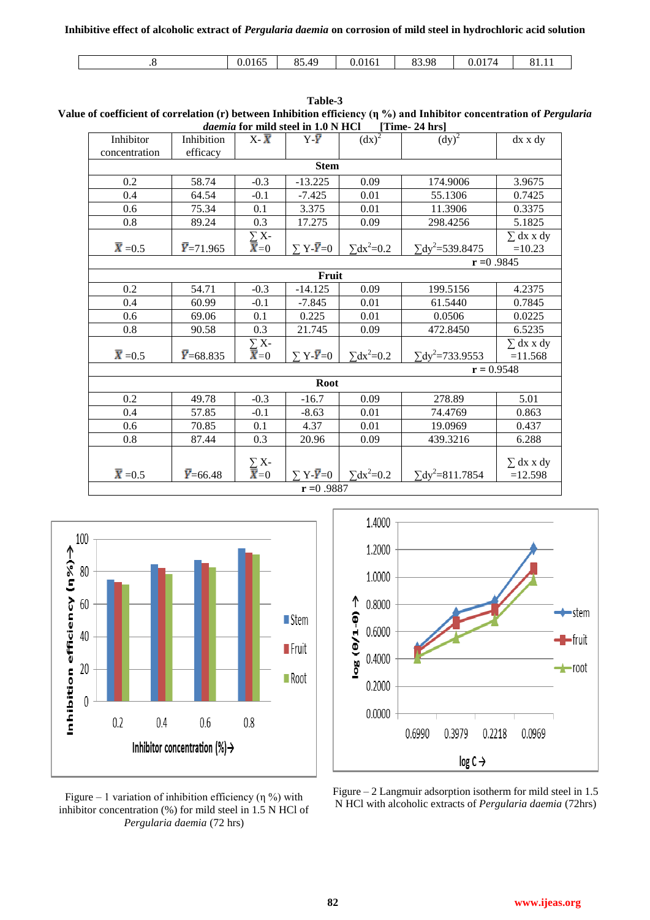| .8 | 0.0165 | 85.49 | 0.0161 | 83.98 | 0.0174 | 81.11 |
|---|---|---|---|---|---|---|

**Table-3**
**Value of coefficient of correlation (r) between Inhibition efficiency (η %) and Inhibitor concentration of *Pergularia daemia* for mild steel in 1.0 N HCl [Time- 24 hrs]**

| Inhibitor concentration | Inhibition efficacy | X- $\bar{X}$ | Y-$\bar{Y}$ | $(dx)^2$ | $(dy)^2$ | dx x dy |
|---|---|---|---|---|---|---|
| **Stem** | | | | | | |
| 0.2 | 58.74 | -0.3 | -13.225 | 0.09 | 174.9006 | 3.9675 |
| 0.4 | 64.54 | -0.1 | -7.425 | 0.01 | 55.1306 | 0.7425 |
| 0.6 | 75.34 | 0.1 | 3.375 | 0.01 | 11.3906 | 0.3375 |
| 0.8 | 89.24 | 0.3 | 17.275 | 0.09 | 298.4256 | 5.1825 |
| $\bar{X}$ =0.5 | $\bar{Y}$=71.965 | ∑ X-$\bar{X}$=0 | ∑ Y-$\bar{Y}$=0 | $\sum dx^2$=0.2 | $\sum dy^2$=539.8475 | ∑ dx x dy =10.23 |
| | | | | | r =0 .9845 | |
| **Fruit** | | | | | | |
| 0.2 | 54.71 | -0.3 | -14.125 | 0.09 | 199.5156 | 4.2375 |
| 0.4 | 60.99 | -0.1 | -7.845 | 0.01 | 61.5440 | 0.7845 |
| 0.6 | 69.06 | 0.1 | 0.225 | 0.01 | 0.0506 | 0.0225 |
| 0.8 | 90.58 | 0.3 | 21.745 | 0.09 | 472.8450 | 6.5235 |
| $\bar{X}$ =0.5 | $\bar{Y}$=68.835 | ∑ X-$\bar{X}$=0 | ∑ Y-$\bar{Y}$=0 | $\sum dx^2$=0.2 | $\sum dy^2$=733.9553 | ∑ dx x dy =11.568 |
| | | | | | r = 0.9548 | |
| **Root** | | | | | | |
| 0.2 | 49.78 | -0.3 | -16.7 | 0.09 | 278.89 | 5.01 |
| 0.4 | 57.85 | -0.1 | -8.63 | 0.01 | 74.4769 | 0.863 |
| 0.6 | 70.85 | 0.1 | 4.37 | 0.01 | 19.0969 | 0.437 |
| 0.8 | 87.44 | 0.3 | 20.96 | 0.09 | 439.3216 | 6.288 |
| $\bar{X}$ =0.5 | $\bar{Y}$=66.48 | ∑ X-$\bar{X}$=0 | ∑ Y-$\bar{Y}$=0 | $\sum dx^2$=0.2 | $\sum dy^2$=811.7854 | ∑ dx x dy =12.598 |
| | | | r =0 .9887 | | | |

Figure – 1 variation of inhibition efficiency (η %) with inhibitor concentration (%) for mild steel in 1.5 N HCl of *Pergularia daemia* (72 hrs)

Figure – 2 Langmuir adsorption isotherm for mild steel in 1.5 N HCl with alcoholic extracts of *Pergularia daemia* (72hrs)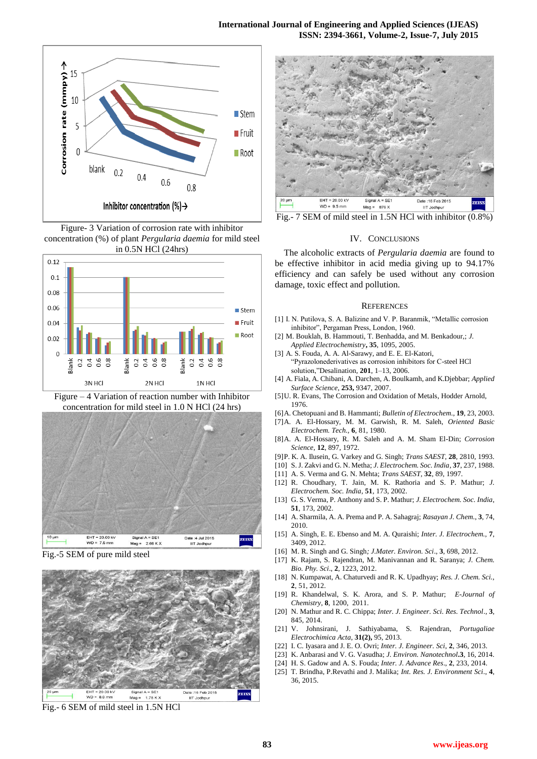Corrosion rate (mmpy) →

15

10

5

0

blank 0.2 0.4 0.6 0.8

Inhibitor concentration (%)→

Stem

Fruit

Root

Figure- 3 Variation of corrosion rate with inhibitor concentration (%) of plant *Pergularia daemia* for mild steel in 0.5N HCl (24hrs)

0.12

0.1

0.08

0.06

0.04

0.02

0

Blank 0.2 0.4 0.6 0.8

Blank 0.2 0.4 0.6 0.8

Blank 0.2 0.4 0.6 0.8

3N HCl

2N HCl

1N HCl

Stem

Fruit

Root

Figure – 4 Variation of reaction number with Inhibitor concentration for mild steel in 1.0 N HCl (24 hrs)

10 μm EHT = 20.00 kV WD = 7.5 mm Signal A = SE1 Mag = 2.66 K X Date :4 Jul 2015 IIT Jodhpur ZEISS

Fig.-5 SEM of pure mild steel

20 μm EHT = 20.00 kV WD = 8.0 mm Signal A = SE1 Mag = 1.78 K X Date :16 Feb 2015 IIT Jodhpur ZEISS

Fig.- 6 SEM of mild steel in 1.5N HCl

20 μm EHT = 20.00 kV WD = 9.5 mm Signal A = SE1 Mag = 876 X Date :16 Feb 2015 IIT Jodhpur ZEISS

Fig.- 7 SEM of mild steel in 1.5N HCl with inhibitor (0.8%)

## IV. Conclusions

The alcoholic extracts of *Pergularia daemia* are found to be effective inhibitor in acid media giving up to 94.17% efficiency and can safely be used without any corrosion damage, toxic effect and pollution.

## References

[1] I. N. Putilova, S. A. Balizine and V. P. Baranmik, "Metallic corrosion inhibitor", Pergaman Press, London, 1960.

[2] M. Bouklah, B. Hammouti, T. Benhadda, and M. Benkaddour,; *J. Applied Electrochemistry*, **35**, 1095, 2005.

[3] A. S. Fouda, A. A. Al-Sarawy, and E. E. El-Katori, "Pyrazolonederivatives as corrosion inhibitors for C-steel HCl solution,"Desalination, **201**, 1–13, 2006.

[4] A. Fiala, A. Chibani, A. Darchen, A. Boulkamh, and K.Djebbar; *Applied Surface Science*, **253,** 9347, 2007.

[5]U. R. Evans, The Corrosion and Oxidation of Metals, Hodder Arnold, 1976.

[6]A. Chetopuani and B. Hammanti; *Bulletin of Electrochem.*, **19**, 23, 2003.

[7]A. A. El-Hossary, M. M. Garwish, R. M. Saleh, *Oriented Basic Electrochem. Tech.*, **6**, 81, 1980.

[8]A. A. El-Hossary, R. M. Saleh and A. M. Sham El-Din; *Corrosion Science*, **12**, 897, 1972.

[9]P. K. A. Ilusein, G. Varkey and G. Singh; *Trans SAEST*, **28**, 2810, 1993.

[10] S. J. Zakvi and G. N. Metha; *J. Electrochem. Soc. India*, **37**, 237, 1988.

[11] A. S. Verma and G. N. Mehta; *Trans SAEST*, **32**, 89, 1997.

[12] R. Choudhary, T. Jain, M. K. Rathoria and S. P. Mathur; *J. Electrochem. Soc. India*, **51**, 173, 2002.

[13] G. S. Verma, P. Anthony and S. P. Mathur; *J. Electrochem. Soc. India*, **51**, 173, 2002.

[14] A. Sharmila, A. A. Prema and P. A. Sahagraj; *Rasayan J. Chem.*, **3**, 74, 2010.

[15] A. Singh, E. E. Ebenso and M. A. Quraishi; *Inter. J. Electrochem.*, **7**, 3409, 2012.

[16] M. R. Singh and G. Singh*; J.Mater. Environ. Sci*., **3**, 698, 2012.

[17] K. Rajam, S. Rajendran, M. Manivannan and R. Saranya; *J. Chem. Bio. Phy. Sci*., **2**, 1223, 2012.

[18] N. Kumpawat, A. Chaturvedi and R. K. Upadhyay; *Res. J. Chem. Sci.*, **2**, 51, 2012.

[19] R. Khandelwal, S. K. Arora, and S. P. Mathur; *E-Journal of Chemistry*, **8**, 1200, 2011.

[20] N. Mathur and R. C. Chippa; *Inter. J. Engineer. Sci. Res. Technol*., **3**, 845, 2014.

[21] V. Johnsirani, J. Sathiyabama, S. Rajendran, *Portugaliae Electrochimica Acta*, **31(2),** 95, 2013.

[22] I. C. Iyasara and J. E. O. Ovri; *Inter. J. Engineer. Sci*, **2**, 346, 2013.

[23] K. Anbarasi and V. G. Vasudha; *J. Environ. Nanotechnol*.**3**, 16, 2014.

[24] H. S. Gadow and A. S. Fouda; *Inter. J. Advance Res*., **2**, 233, 2014.

[25] T. Brindha, P.Revathi and J. Malika; *Int. Res. J. Environment Sci*., **4**, 36, 2015.